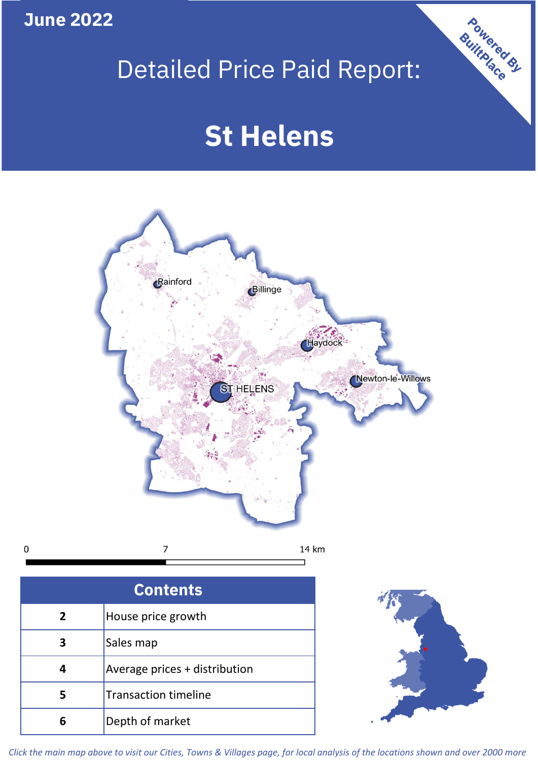**June 2022**

# Detailed Price Paid Report:

# St Helens

Powered By BuiltPlace

| Contents | |
|---|---|
| 2 | House price growth |
| 3 | Sales map |
| 4 | Average prices + distribution |
| 5 | Transaction timeline |
| 6 | Depth of market |

*Click the main map above to visit our Cities, Towns & Villages page, for local analysis of the locations shown and over 2000 more*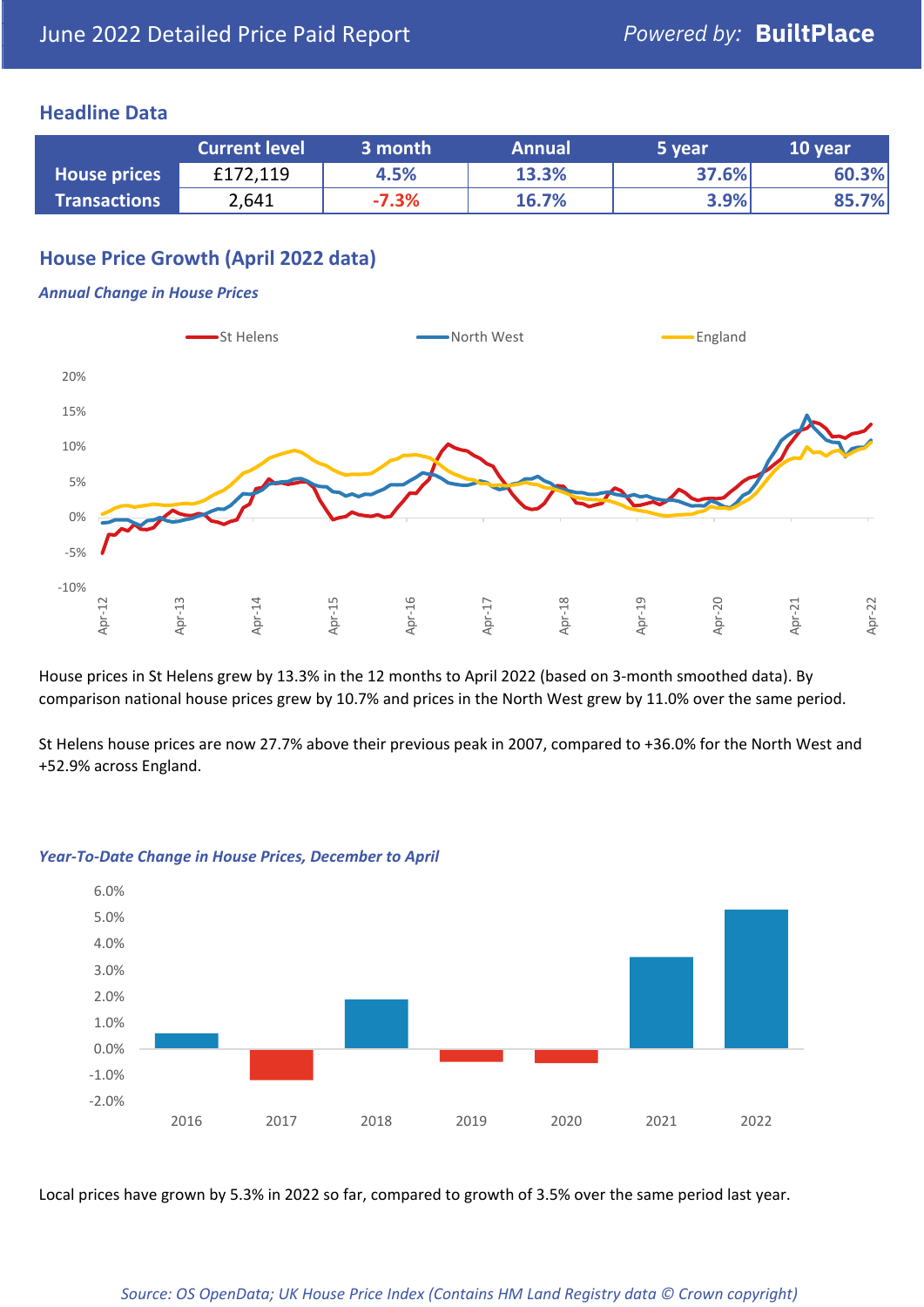June 2022 Detailed Price Paid Report

Powered by: **BuiltPlace**

## Headline Data

| | Current level | 3 month | Annual | 5 year | 10 year |
|---|---|---|---|---|---|
| **House prices** | £172,119 | 4.5% | 13.3% | 37.6% | 60.3% |
| **Transactions** | 2,641 | -7.3% | 16.7% | 3.9% | 85.7% |

## House Price Growth (April 2022 data)

### *Annual Change in House Prices*

House prices in St Helens grew by 13.3% in the 12 months to April 2022 (based on 3-month smoothed data). By comparison national house prices grew by 10.7% and prices in the North West grew by 11.0% over the same period.

St Helens house prices are now 27.7% above their previous peak in 2007, compared to +36.0% for the North West and +52.9% across England.

### *Year-To-Date Change in House Prices, December to April*

Local prices have grown by 5.3% in 2022 so far, compared to growth of 3.5% over the same period last year.

*Source: OS OpenData; UK House Price Index (Contains HM Land Registry data © Crown copyright)*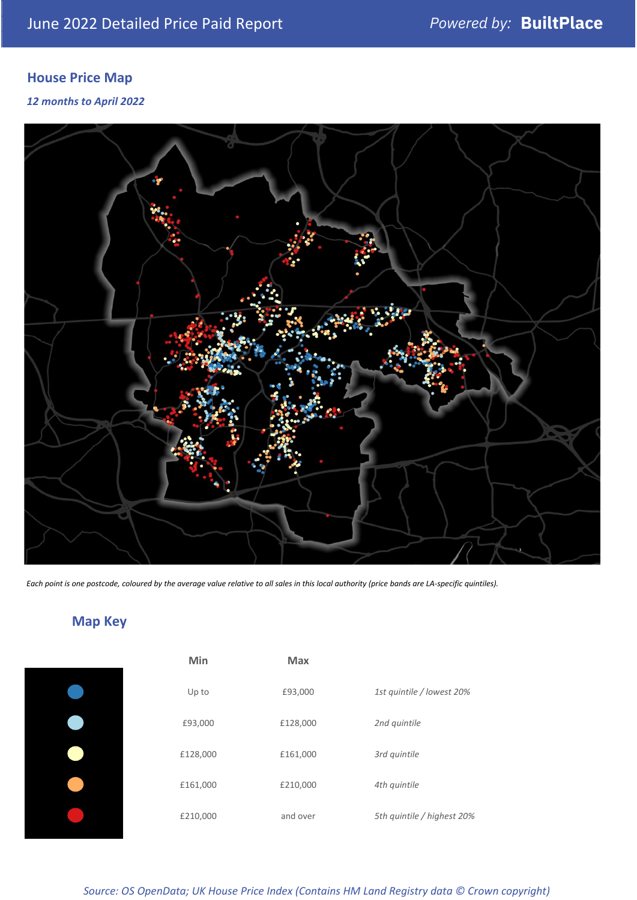June 2022 Detailed Price Paid Report — *Powered by:* **BuiltPlace**

## House Price Map

*12 months to April 2022*

*Each point is one postcode, coloured by the average value relative to all sales in this local authority (price bands are LA-specific quintiles).*

## Map Key

| | Min | Max | |
|---|---|---|---|
| (dark blue) | Up to | £93,000 | *1st quintile / lowest 20%* |
| (light blue) | £93,000 | £128,000 | *2nd quintile* |
| (pale yellow) | £128,000 | £161,000 | *3rd quintile* |
| (orange) | £161,000 | £210,000 | *4th quintile* |
| (red) | £210,000 | and over | *5th quintile / highest 20%* |

*Source: OS OpenData; UK House Price Index (Contains HM Land Registry data © Crown copyright)*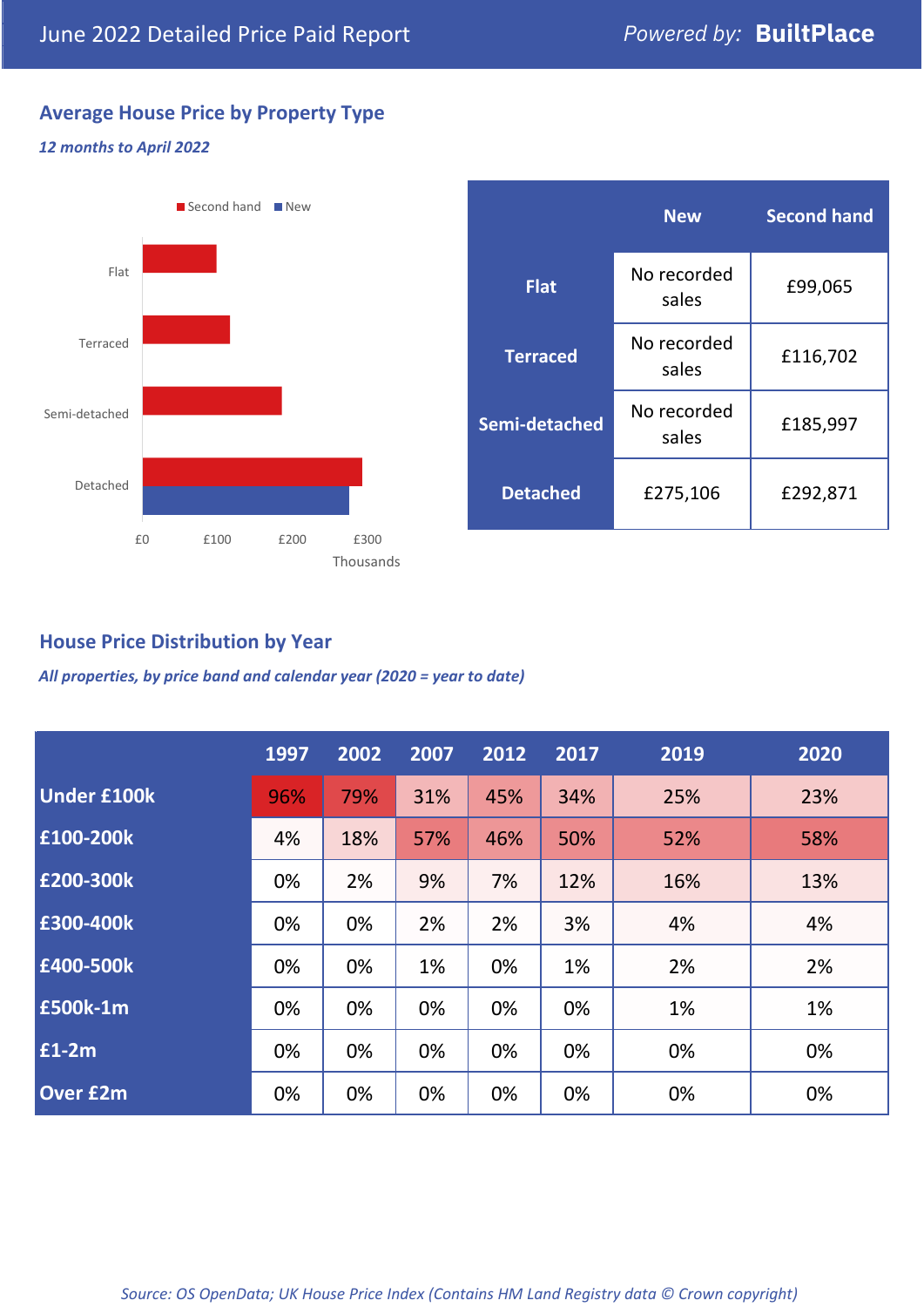June 2022 Detailed Price Paid Report

Powered by: **BuiltPlace**

## Average House Price by Property Type

*12 months to April 2022*

|  | New | Second hand |
|---|---|---|
| **Flat** | No recorded sales | £99,065 |
| **Terraced** | No recorded sales | £116,702 |
| **Semi-detached** | No recorded sales | £185,997 |
| **Detached** | £275,106 | £292,871 |

## House Price Distribution by Year

*All properties, by price band and calendar year (2020 = year to date)*

|  | 1997 | 2002 | 2007 | 2012 | 2017 | 2019 | 2020 |
|---|---|---|---|---|---|---|---|
| **Under £100k** | 96% | 79% | 31% | 45% | 34% | 25% | 23% |
| **£100-200k** | 4% | 18% | 57% | 46% | 50% | 52% | 58% |
| **£200-300k** | 0% | 2% | 9% | 7% | 12% | 16% | 13% |
| **£300-400k** | 0% | 0% | 2% | 2% | 3% | 4% | 4% |
| **£400-500k** | 0% | 0% | 1% | 0% | 1% | 2% | 2% |
| **£500k-1m** | 0% | 0% | 0% | 0% | 0% | 1% | 1% |
| **£1-2m** | 0% | 0% | 0% | 0% | 0% | 0% | 0% |
| **Over £2m** | 0% | 0% | 0% | 0% | 0% | 0% | 0% |

*Source: OS OpenData; UK House Price Index (Contains HM Land Registry data © Crown copyright)*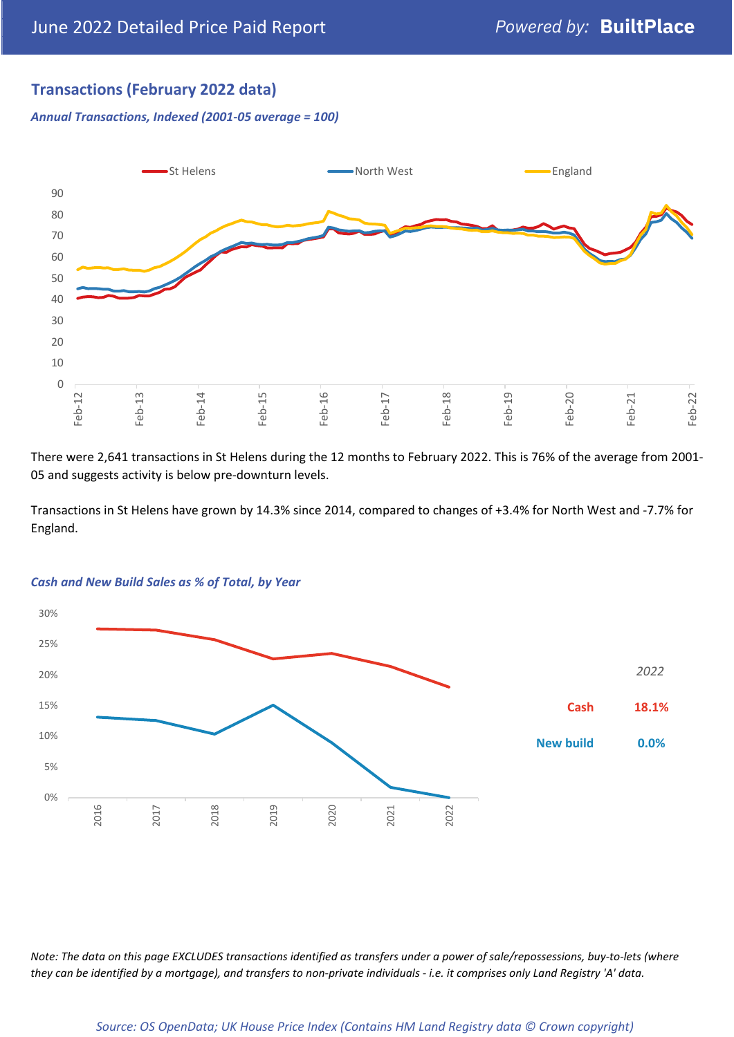June 2022 Detailed Price Paid Report

## Transactions (February 2022 data)

*Annual Transactions, Indexed (2001-05 average = 100)*

There were 2,641 transactions in St Helens during the 12 months to February 2022. This is 76% of the average from 2001-05 and suggests activity is below pre-downturn levels.

Transactions in St Helens have grown by 14.3% since 2014, compared to changes of +3.4% for North West and -7.7% for England.

*Cash and New Build Sales as % of Total, by Year*

| 2022 | |
|---|---|
| Cash | 18.1% |
| New build | 0.0% |

*Note: The data on this page EXCLUDES transactions identified as transfers under a power of sale/repossessions, buy-to-lets (where they can be identified by a mortgage), and transfers to non-private individuals - i.e. it comprises only Land Registry 'A' data.*

*Source: OS OpenData; UK House Price Index (Contains HM Land Registry data © Crown copyright)*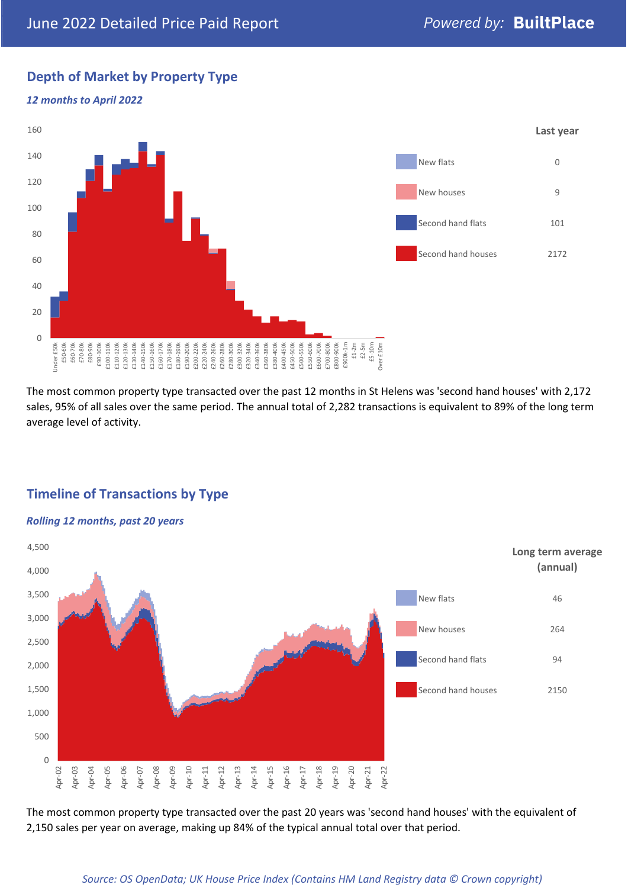June 2022 Detailed Price Paid Report

Powered by: **BuiltPlace**

## Depth of Market by Property Type

*12 months to April 2022*

160
140
120
100
80
60
40
20
0

Under £50k, £50-60k, £60-70k, £70-80k, £80-90k, £90-100k, £100-110k, £110-120k, £120-130k, £130-140k, £140-150k, £150-160k, £160-170k, £170-180k, £180-190k, £190-200k, £200-220k, £220-240k, £240-260k, £260-280k, £280-300k, £300-320k, £320-340k, £340-360k, £360-380k, £380-400k, £400-450k, £450-500k, £500-550k, £550-600k, £600-700k, £700-800k, £800-900k, £900k-1m, £1-2m, £2-5m, £5-10m, Over £10m

Last year

New flats 0
New houses 9
Second hand flats 101
Second hand houses 2172

The most common property type transacted over the past 12 months in St Helens was 'second hand houses' with 2,172 sales, 95% of all sales over the same period. The annual total of 2,282 transactions is equivalent to 89% of the long term average level of activity.

## Timeline of Transactions by Type

*Rolling 12 months, past 20 years*

4,500
4,000
3,500
3,000
2,500
2,000
1,500
1,000
500
0

Apr-02, Apr-03, Apr-04, Apr-05, Apr-06, Apr-07, Apr-08, Apr-09, Apr-10, Apr-11, Apr-12, Apr-13, Apr-14, Apr-15, Apr-16, Apr-17, Apr-18, Apr-19, Apr-20, Apr-21, Apr-22

Long term average (annual)

New flats 46
New houses 264
Second hand flats 94
Second hand houses 2150

The most common property type transacted over the past 20 years was 'second hand houses' with the equivalent of 2,150 sales per year on average, making up 84% of the typical annual total over that period.

*Source: OS OpenData; UK House Price Index (Contains HM Land Registry data © Crown copyright)*